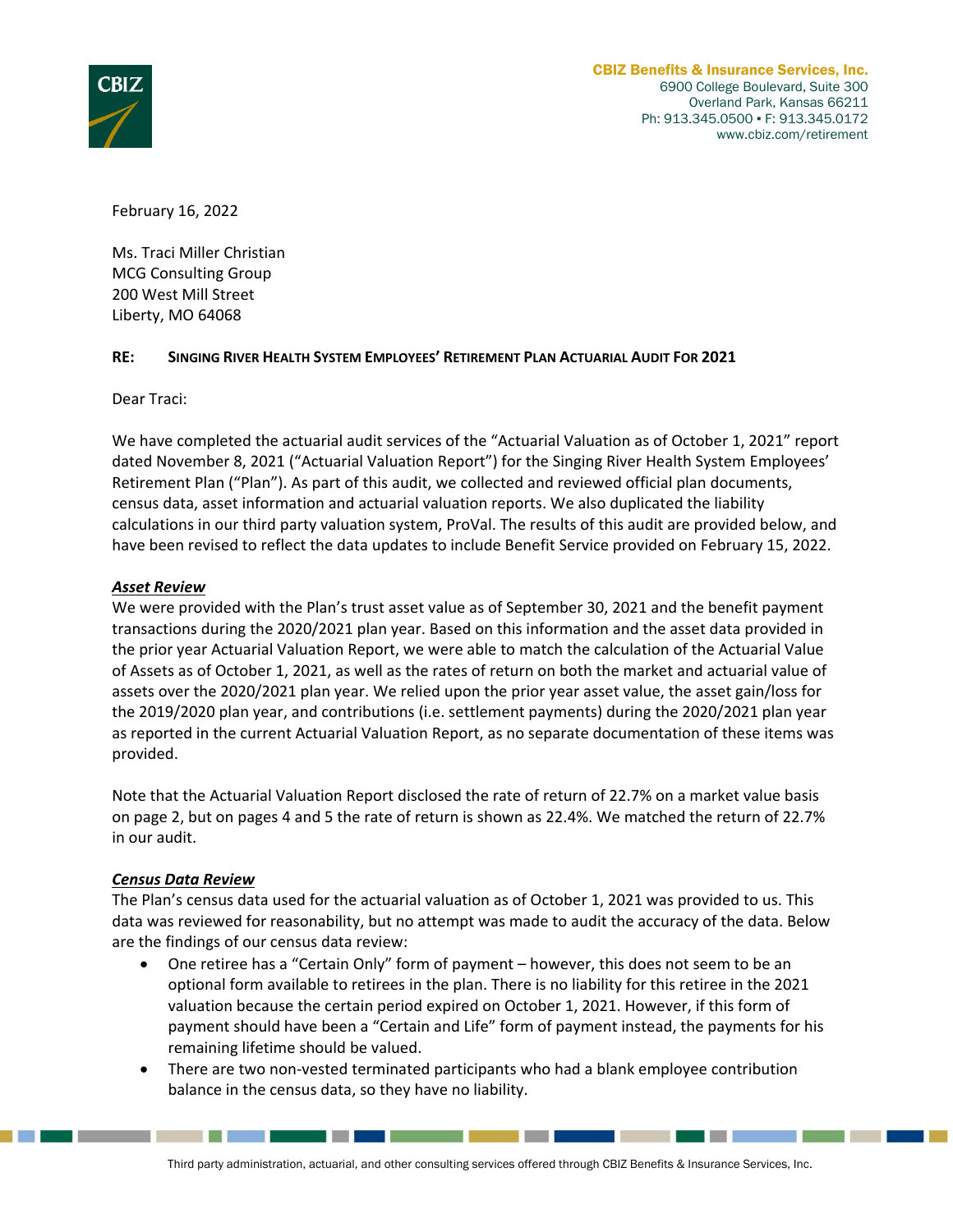**CBIZ Benefits & Insurance Services, Inc.**
6900 College Boulevard, Suite 300
Overland Park, Kansas 66211
Ph: 913.345.0500 ▪ F: 913.345.0172
www.cbiz.com/retirement

February 16, 2022

Ms. Traci Miller Christian
MCG Consulting Group
200 West Mill Street
Liberty, MO 64068

**RE: SINGING RIVER HEALTH SYSTEM EMPLOYEES' RETIREMENT PLAN ACTUARIAL AUDIT FOR 2021**

Dear Traci:

We have completed the actuarial audit services of the "Actuarial Valuation as of October 1, 2021" report dated November 8, 2021 ("Actuarial Valuation Report") for the Singing River Health System Employees' Retirement Plan ("Plan"). As part of this audit, we collected and reviewed official plan documents, census data, asset information and actuarial valuation reports. We also duplicated the liability calculations in our third party valuation system, ProVal. The results of this audit are provided below, and have been revised to reflect the data updates to include Benefit Service provided on February 15, 2022.

***Asset Review***

We were provided with the Plan's trust asset value as of September 30, 2021 and the benefit payment transactions during the 2020/2021 plan year. Based on this information and the asset data provided in the prior year Actuarial Valuation Report, we were able to match the calculation of the Actuarial Value of Assets as of October 1, 2021, as well as the rates of return on both the market and actuarial value of assets over the 2020/2021 plan year. We relied upon the prior year asset value, the asset gain/loss for the 2019/2020 plan year, and contributions (i.e. settlement payments) during the 2020/2021 plan year as reported in the current Actuarial Valuation Report, as no separate documentation of these items was provided.

Note that the Actuarial Valuation Report disclosed the rate of return of 22.7% on a market value basis on page 2, but on pages 4 and 5 the rate of return is shown as 22.4%. We matched the return of 22.7% in our audit.

***Census Data Review***

The Plan's census data used for the actuarial valuation as of October 1, 2021 was provided to us. This data was reviewed for reasonability, but no attempt was made to audit the accuracy of the data. Below are the findings of our census data review:

- One retiree has a "Certain Only" form of payment – however, this does not seem to be an optional form available to retirees in the plan. There is no liability for this retiree in the 2021 valuation because the certain period expired on October 1, 2021. However, if this form of payment should have been a "Certain and Life" form of payment instead, the payments for his remaining lifetime should be valued.
- There are two non-vested terminated participants who had a blank employee contribution balance in the census data, so they have no liability.

Third party administration, actuarial, and other consulting services offered through CBIZ Benefits & Insurance Services, Inc.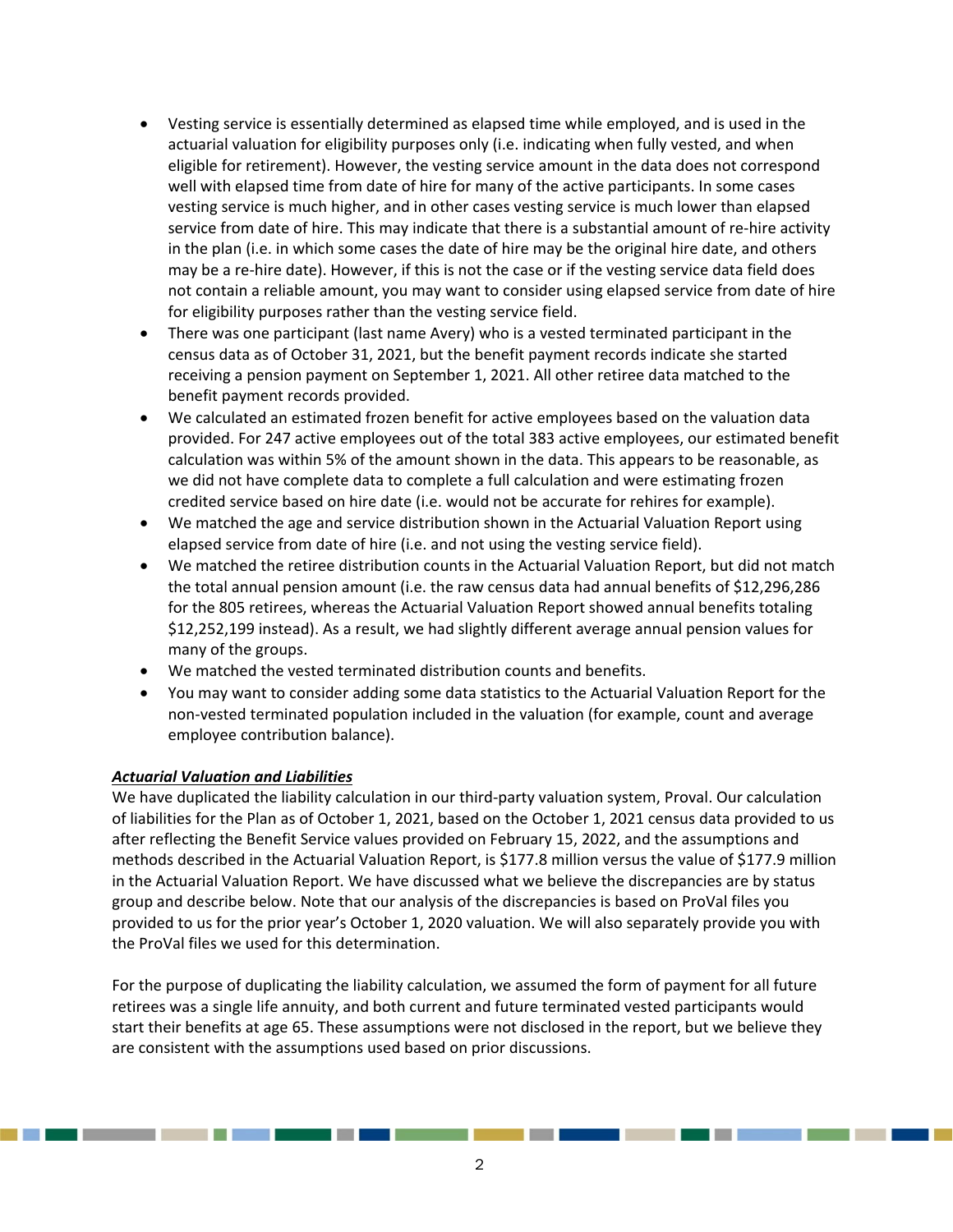- Vesting service is essentially determined as elapsed time while employed, and is used in the actuarial valuation for eligibility purposes only (i.e. indicating when fully vested, and when eligible for retirement). However, the vesting service amount in the data does not correspond well with elapsed time from date of hire for many of the active participants. In some cases vesting service is much higher, and in other cases vesting service is much lower than elapsed service from date of hire. This may indicate that there is a substantial amount of re-hire activity in the plan (i.e. in which some cases the date of hire may be the original hire date, and others may be a re-hire date). However, if this is not the case or if the vesting service data field does not contain a reliable amount, you may want to consider using elapsed service from date of hire for eligibility purposes rather than the vesting service field.
- There was one participant (last name Avery) who is a vested terminated participant in the census data as of October 31, 2021, but the benefit payment records indicate she started receiving a pension payment on September 1, 2021. All other retiree data matched to the benefit payment records provided.
- We calculated an estimated frozen benefit for active employees based on the valuation data provided. For 247 active employees out of the total 383 active employees, our estimated benefit calculation was within 5% of the amount shown in the data. This appears to be reasonable, as we did not have complete data to complete a full calculation and were estimating frozen credited service based on hire date (i.e. would not be accurate for rehires for example).
- We matched the age and service distribution shown in the Actuarial Valuation Report using elapsed service from date of hire (i.e. and not using the vesting service field).
- We matched the retiree distribution counts in the Actuarial Valuation Report, but did not match the total annual pension amount (i.e. the raw census data had annual benefits of $12,296,286 for the 805 retirees, whereas the Actuarial Valuation Report showed annual benefits totaling $12,252,199 instead). As a result, we had slightly different average annual pension values for many of the groups.
- We matched the vested terminated distribution counts and benefits.
- You may want to consider adding some data statistics to the Actuarial Valuation Report for the non-vested terminated population included in the valuation (for example, count and average employee contribution balance).

***Actuarial Valuation and Liabilities***

We have duplicated the liability calculation in our third-party valuation system, Proval. Our calculation of liabilities for the Plan as of October 1, 2021, based on the October 1, 2021 census data provided to us after reflecting the Benefit Service values provided on February 15, 2022, and the assumptions and methods described in the Actuarial Valuation Report, is $177.8 million versus the value of $177.9 million in the Actuarial Valuation Report. We have discussed what we believe the discrepancies are by status group and describe below. Note that our analysis of the discrepancies is based on ProVal files you provided to us for the prior year's October 1, 2020 valuation. We will also separately provide you with the ProVal files we used for this determination.

For the purpose of duplicating the liability calculation, we assumed the form of payment for all future retirees was a single life annuity, and both current and future terminated vested participants would start their benefits at age 65. These assumptions were not disclosed in the report, but we believe they are consistent with the assumptions used based on prior discussions.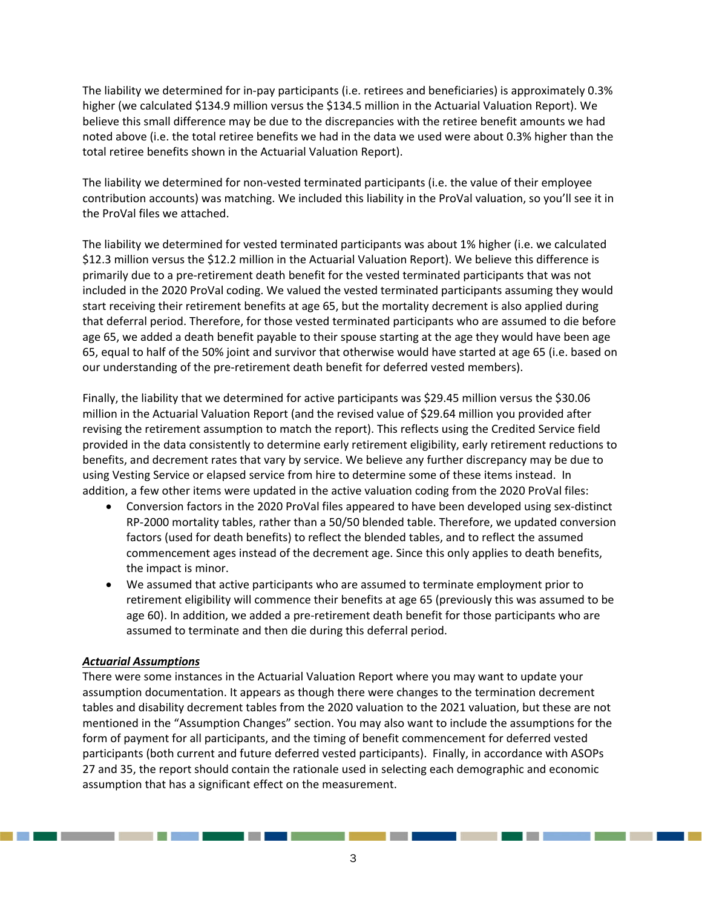The liability we determined for in-pay participants (i.e. retirees and beneficiaries) is approximately 0.3% higher (we calculated \$134.9 million versus the \$134.5 million in the Actuarial Valuation Report). We believe this small difference may be due to the discrepancies with the retiree benefit amounts we had noted above (i.e. the total retiree benefits we had in the data we used were about 0.3% higher than the total retiree benefits shown in the Actuarial Valuation Report).

The liability we determined for non-vested terminated participants (i.e. the value of their employee contribution accounts) was matching. We included this liability in the ProVal valuation, so you'll see it in the ProVal files we attached.

The liability we determined for vested terminated participants was about 1% higher (i.e. we calculated \$12.3 million versus the \$12.2 million in the Actuarial Valuation Report). We believe this difference is primarily due to a pre-retirement death benefit for the vested terminated participants that was not included in the 2020 ProVal coding. We valued the vested terminated participants assuming they would start receiving their retirement benefits at age 65, but the mortality decrement is also applied during that deferral period. Therefore, for those vested terminated participants who are assumed to die before age 65, we added a death benefit payable to their spouse starting at the age they would have been age 65, equal to half of the 50% joint and survivor that otherwise would have started at age 65 (i.e. based on our understanding of the pre-retirement death benefit for deferred vested members).

Finally, the liability that we determined for active participants was \$29.45 million versus the \$30.06 million in the Actuarial Valuation Report (and the revised value of \$29.64 million you provided after revising the retirement assumption to match the report). This reflects using the Credited Service field provided in the data consistently to determine early retirement eligibility, early retirement reductions to benefits, and decrement rates that vary by service. We believe any further discrepancy may be due to using Vesting Service or elapsed service from hire to determine some of these items instead. In addition, a few other items were updated in the active valuation coding from the 2020 ProVal files:

- Conversion factors in the 2020 ProVal files appeared to have been developed using sex-distinct RP-2000 mortality tables, rather than a 50/50 blended table. Therefore, we updated conversion factors (used for death benefits) to reflect the blended tables, and to reflect the assumed commencement ages instead of the decrement age. Since this only applies to death benefits, the impact is minor.
- We assumed that active participants who are assumed to terminate employment prior to retirement eligibility will commence their benefits at age 65 (previously this was assumed to be age 60). In addition, we added a pre-retirement death benefit for those participants who are assumed to terminate and then die during this deferral period.

***Actuarial Assumptions***

There were some instances in the Actuarial Valuation Report where you may want to update your assumption documentation. It appears as though there were changes to the termination decrement tables and disability decrement tables from the 2020 valuation to the 2021 valuation, but these are not mentioned in the "Assumption Changes" section. You may also want to include the assumptions for the form of payment for all participants, and the timing of benefit commencement for deferred vested participants (both current and future deferred vested participants). Finally, in accordance with ASOPs 27 and 35, the report should contain the rationale used in selecting each demographic and economic assumption that has a significant effect on the measurement.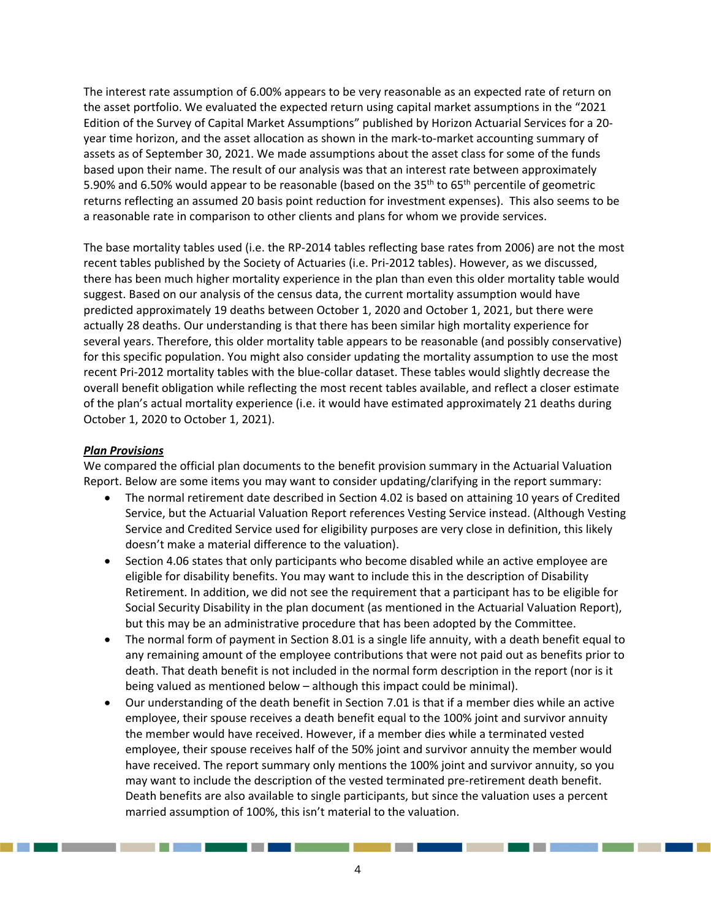The interest rate assumption of 6.00% appears to be very reasonable as an expected rate of return on the asset portfolio. We evaluated the expected return using capital market assumptions in the "2021 Edition of the Survey of Capital Market Assumptions" published by Horizon Actuarial Services for a 20-year time horizon, and the asset allocation as shown in the mark-to-market accounting summary of assets as of September 30, 2021. We made assumptions about the asset class for some of the funds based upon their name. The result of our analysis was that an interest rate between approximately 5.90% and 6.50% would appear to be reasonable (based on the 35th to 65th percentile of geometric returns reflecting an assumed 20 basis point reduction for investment expenses). This also seems to be a reasonable rate in comparison to other clients and plans for whom we provide services.

The base mortality tables used (i.e. the RP-2014 tables reflecting base rates from 2006) are not the most recent tables published by the Society of Actuaries (i.e. Pri-2012 tables). However, as we discussed, there has been much higher mortality experience in the plan than even this older mortality table would suggest. Based on our analysis of the census data, the current mortality assumption would have predicted approximately 19 deaths between October 1, 2020 and October 1, 2021, but there were actually 28 deaths. Our understanding is that there has been similar high mortality experience for several years. Therefore, this older mortality table appears to be reasonable (and possibly conservative) for this specific population. You might also consider updating the mortality assumption to use the most recent Pri-2012 mortality tables with the blue-collar dataset. These tables would slightly decrease the overall benefit obligation while reflecting the most recent tables available, and reflect a closer estimate of the plan's actual mortality experience (i.e. it would have estimated approximately 21 deaths during October 1, 2020 to October 1, 2021).

***Plan Provisions***

We compared the official plan documents to the benefit provision summary in the Actuarial Valuation Report. Below are some items you may want to consider updating/clarifying in the report summary:

- The normal retirement date described in Section 4.02 is based on attaining 10 years of Credited Service, but the Actuarial Valuation Report references Vesting Service instead. (Although Vesting Service and Credited Service used for eligibility purposes are very close in definition, this likely doesn't make a material difference to the valuation).
- Section 4.06 states that only participants who become disabled while an active employee are eligible for disability benefits. You may want to include this in the description of Disability Retirement. In addition, we did not see the requirement that a participant has to be eligible for Social Security Disability in the plan document (as mentioned in the Actuarial Valuation Report), but this may be an administrative procedure that has been adopted by the Committee.
- The normal form of payment in Section 8.01 is a single life annuity, with a death benefit equal to any remaining amount of the employee contributions that were not paid out as benefits prior to death. That death benefit is not included in the normal form description in the report (nor is it being valued as mentioned below – although this impact could be minimal).
- Our understanding of the death benefit in Section 7.01 is that if a member dies while an active employee, their spouse receives a death benefit equal to the 100% joint and survivor annuity the member would have received. However, if a member dies while a terminated vested employee, their spouse receives half of the 50% joint and survivor annuity the member would have received. The report summary only mentions the 100% joint and survivor annuity, so you may want to include the description of the vested terminated pre-retirement death benefit. Death benefits are also available to single participants, but since the valuation uses a percent married assumption of 100%, this isn't material to the valuation.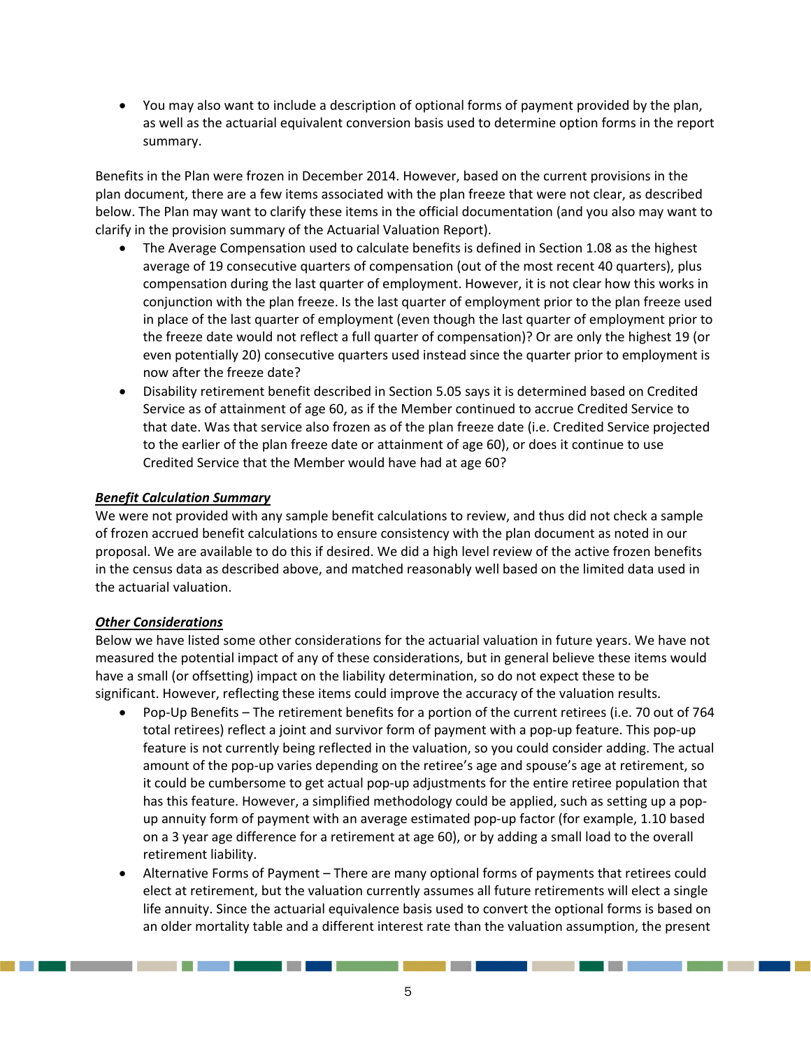- You may also want to include a description of optional forms of payment provided by the plan, as well as the actuarial equivalent conversion basis used to determine option forms in the report summary.

Benefits in the Plan were frozen in December 2014. However, based on the current provisions in the plan document, there are a few items associated with the plan freeze that were not clear, as described below. The Plan may want to clarify these items in the official documentation (and you also may want to clarify in the provision summary of the Actuarial Valuation Report).

- The Average Compensation used to calculate benefits is defined in Section 1.08 as the highest average of 19 consecutive quarters of compensation (out of the most recent 40 quarters), plus compensation during the last quarter of employment. However, it is not clear how this works in conjunction with the plan freeze. Is the last quarter of employment prior to the plan freeze used in place of the last quarter of employment (even though the last quarter of employment prior to the freeze date would not reflect a full quarter of compensation)? Or are only the highest 19 (or even potentially 20) consecutive quarters used instead since the quarter prior to employment is now after the freeze date?
- Disability retirement benefit described in Section 5.05 says it is determined based on Credited Service as of attainment of age 60, as if the Member continued to accrue Credited Service to that date. Was that service also frozen as of the plan freeze date (i.e. Credited Service projected to the earlier of the plan freeze date or attainment of age 60), or does it continue to use Credited Service that the Member would have had at age 60?

***Benefit Calculation Summary***

We were not provided with any sample benefit calculations to review, and thus did not check a sample of frozen accrued benefit calculations to ensure consistency with the plan document as noted in our proposal. We are available to do this if desired. We did a high level review of the active frozen benefits in the census data as described above, and matched reasonably well based on the limited data used in the actuarial valuation.

***Other Considerations***

Below we have listed some other considerations for the actuarial valuation in future years. We have not measured the potential impact of any of these considerations, but in general believe these items would have a small (or offsetting) impact on the liability determination, so do not expect these to be significant. However, reflecting these items could improve the accuracy of the valuation results.

- Pop-Up Benefits – The retirement benefits for a portion of the current retirees (i.e. 70 out of 764 total retirees) reflect a joint and survivor form of payment with a pop-up feature. This pop-up feature is not currently being reflected in the valuation, so you could consider adding. The actual amount of the pop-up varies depending on the retiree's age and spouse's age at retirement, so it could be cumbersome to get actual pop-up adjustments for the entire retiree population that has this feature. However, a simplified methodology could be applied, such as setting up a pop-up annuity form of payment with an average estimated pop-up factor (for example, 1.10 based on a 3 year age difference for a retirement at age 60), or by adding a small load to the overall retirement liability.
- Alternative Forms of Payment – There are many optional forms of payments that retirees could elect at retirement, but the valuation currently assumes all future retirements will elect a single life annuity. Since the actuarial equivalence basis used to convert the optional forms is based on an older mortality table and a different interest rate than the valuation assumption, the present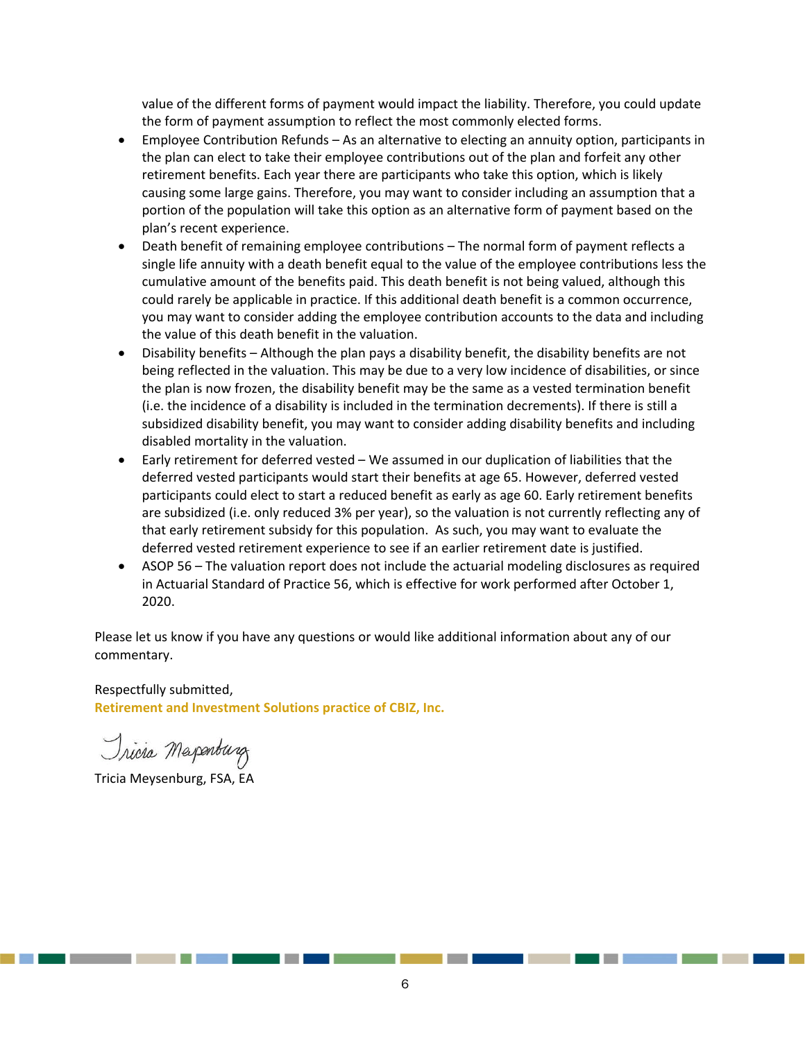value of the different forms of payment would impact the liability. Therefore, you could update the form of payment assumption to reflect the most commonly elected forms.

- Employee Contribution Refunds – As an alternative to electing an annuity option, participants in the plan can elect to take their employee contributions out of the plan and forfeit any other retirement benefits. Each year there are participants who take this option, which is likely causing some large gains. Therefore, you may want to consider including an assumption that a portion of the population will take this option as an alternative form of payment based on the plan's recent experience.
- Death benefit of remaining employee contributions – The normal form of payment reflects a single life annuity with a death benefit equal to the value of the employee contributions less the cumulative amount of the benefits paid. This death benefit is not being valued, although this could rarely be applicable in practice. If this additional death benefit is a common occurrence, you may want to consider adding the employee contribution accounts to the data and including the value of this death benefit in the valuation.
- Disability benefits – Although the plan pays a disability benefit, the disability benefits are not being reflected in the valuation. This may be due to a very low incidence of disabilities, or since the plan is now frozen, the disability benefit may be the same as a vested termination benefit (i.e. the incidence of a disability is included in the termination decrements). If there is still a subsidized disability benefit, you may want to consider adding disability benefits and including disabled mortality in the valuation.
- Early retirement for deferred vested – We assumed in our duplication of liabilities that the deferred vested participants would start their benefits at age 65. However, deferred vested participants could elect to start a reduced benefit as early as age 60. Early retirement benefits are subsidized (i.e. only reduced 3% per year), so the valuation is not currently reflecting any of that early retirement subsidy for this population. As such, you may want to evaluate the deferred vested retirement experience to see if an earlier retirement date is justified.
- ASOP 56 – The valuation report does not include the actuarial modeling disclosures as required in Actuarial Standard of Practice 56, which is effective for work performed after October 1, 2020.

Please let us know if you have any questions or would like additional information about any of our commentary.

Respectfully submitted,
**Retirement and Investment Solutions practice of CBIZ, Inc.**

Tricia Meysenburg

Tricia Meysenburg, FSA, EA